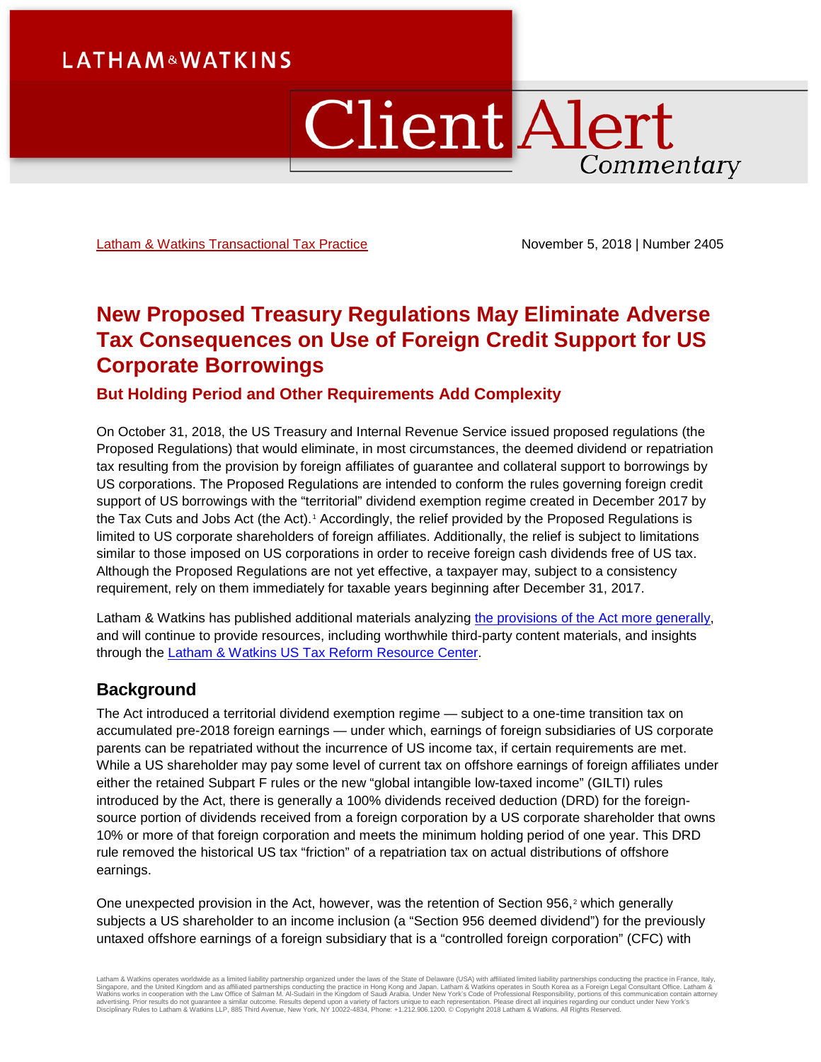LATHAM & WATKINS

# Client Alert Commentary

Latham & Watkins Transactional Tax Practice

November 5, 2018 | Number 2405

# New Proposed Treasury Regulations May Eliminate Adverse Tax Consequences on Use of Foreign Credit Support for US Corporate Borrowings

## But Holding Period and Other Requirements Add Complexity

On October 31, 2018, the US Treasury and Internal Revenue Service issued proposed regulations (the Proposed Regulations) that would eliminate, in most circumstances, the deemed dividend or repatriation tax resulting from the provision by foreign affiliates of guarantee and collateral support to borrowings by US corporations. The Proposed Regulations are intended to conform the rules governing foreign credit support of US borrowings with the "territorial" dividend exemption regime created in December 2017 by the Tax Cuts and Jobs Act (the Act).[1] Accordingly, the relief provided by the Proposed Regulations is limited to US corporate shareholders of foreign affiliates. Additionally, the relief is subject to limitations similar to those imposed on US corporations in order to receive foreign cash dividends free of US tax. Although the Proposed Regulations are not yet effective, a taxpayer may, subject to a consistency requirement, rely on them immediately for taxable years beginning after December 31, 2017.

Latham & Watkins has published additional materials analyzing the provisions of the Act more generally, and will continue to provide resources, including worthwhile third-party content materials, and insights through the Latham & Watkins US Tax Reform Resource Center.

## Background

The Act introduced a territorial dividend exemption regime — subject to a one-time transition tax on accumulated pre-2018 foreign earnings — under which, earnings of foreign subsidiaries of US corporate parents can be repatriated without the incurrence of US income tax, if certain requirements are met. While a US shareholder may pay some level of current tax on offshore earnings of foreign affiliates under either the retained Subpart F rules or the new "global intangible low-taxed income" (GILTI) rules introduced by the Act, there is generally a 100% dividends received deduction (DRD) for the foreign-source portion of dividends received from a foreign corporation by a US corporate shareholder that owns 10% or more of that foreign corporation and meets the minimum holding period of one year. This DRD rule removed the historical US tax "friction" of a repatriation tax on actual distributions of offshore earnings.

One unexpected provision in the Act, however, was the retention of Section 956,[2] which generally subjects a US shareholder to an income inclusion (a "Section 956 deemed dividend") for the previously untaxed offshore earnings of a foreign subsidiary that is a "controlled foreign corporation" (CFC) with

Latham & Watkins operates worldwide as a limited liability partnership organized under the laws of the State of Delaware (USA) with affiliated limited liability partnerships conducting the practice in France, Italy, Singapore, and the United Kingdom and as affiliated partnerships conducting the practice in Hong Kong and Japan. Latham & Watkins operates in South Korea as a Foreign Legal Consultant Office. Latham & Watkins works in cooperation with the Law Office of Salman M. Al-Sudairi in the Kingdom of Saudi Arabia. Under New York's Code of Professional Responsibility, portions of this communication contain attorney advertising. Prior results do not guarantee a similar outcome. Results depend upon a variety of factors unique to each representation. Please direct all inquiries regarding our conduct under New York's Disciplinary Rules to Latham & Watkins LLP, 885 Third Avenue, New York, NY 10022-4834, Phone: +1.212.906.1200. © Copyright 2018 Latham & Watkins. All Rights Reserved.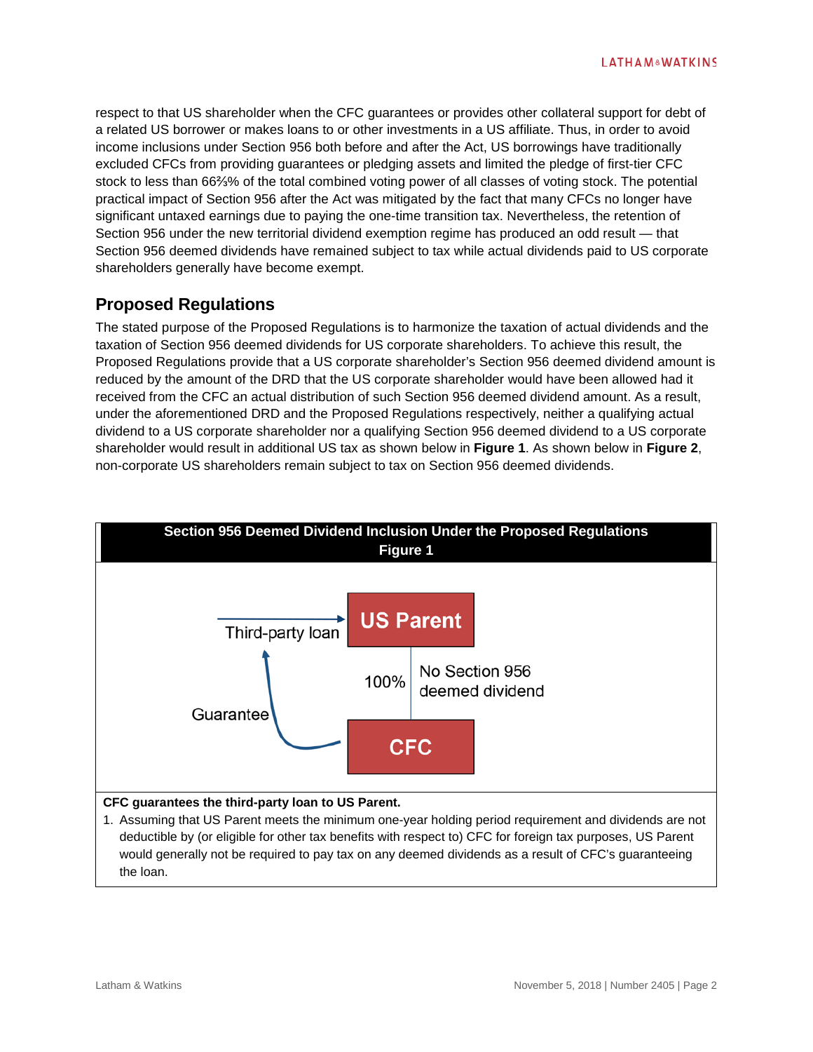respect to that US shareholder when the CFC guarantees or provides other collateral support for debt of a related US borrower or makes loans to or other investments in a US affiliate. Thus, in order to avoid income inclusions under Section 956 both before and after the Act, US borrowings have traditionally excluded CFCs from providing guarantees or pledging assets and limited the pledge of first-tier CFC stock to less than 66⅔% of the total combined voting power of all classes of voting stock. The potential practical impact of Section 956 after the Act was mitigated by the fact that many CFCs no longer have significant untaxed earnings due to paying the one-time transition tax. Nevertheless, the retention of Section 956 under the new territorial dividend exemption regime has produced an odd result — that Section 956 deemed dividends have remained subject to tax while actual dividends paid to US corporate shareholders generally have become exempt.

## Proposed Regulations

The stated purpose of the Proposed Regulations is to harmonize the taxation of actual dividends and the taxation of Section 956 deemed dividends for US corporate shareholders. To achieve this result, the Proposed Regulations provide that a US corporate shareholder's Section 956 deemed dividend amount is reduced by the amount of the DRD that the US corporate shareholder would have been allowed had it received from the CFC an actual distribution of such Section 956 deemed dividend amount. As a result, under the aforementioned DRD and the Proposed Regulations respectively, neither a qualifying actual dividend to a US corporate shareholder nor a qualifying Section 956 deemed dividend to a US corporate shareholder would result in additional US tax as shown below in **Figure 1**. As shown below in **Figure 2**, non-corporate US shareholders remain subject to tax on Section 956 deemed dividends.

**Section 956 Deemed Dividend Inclusion Under the Proposed Regulations**
**Figure 1**

Third-party loan → US Parent

100% | No Section 956 deemed dividend

Guarantee

CFC

**CFC guarantees the third-party loan to US Parent.**

1. Assuming that US Parent meets the minimum one-year holding period requirement and dividends are not deductible by (or eligible for other tax benefits with respect to) CFC for foreign tax purposes, US Parent would generally not be required to pay tax on any deemed dividends as a result of CFC's guaranteeing the loan.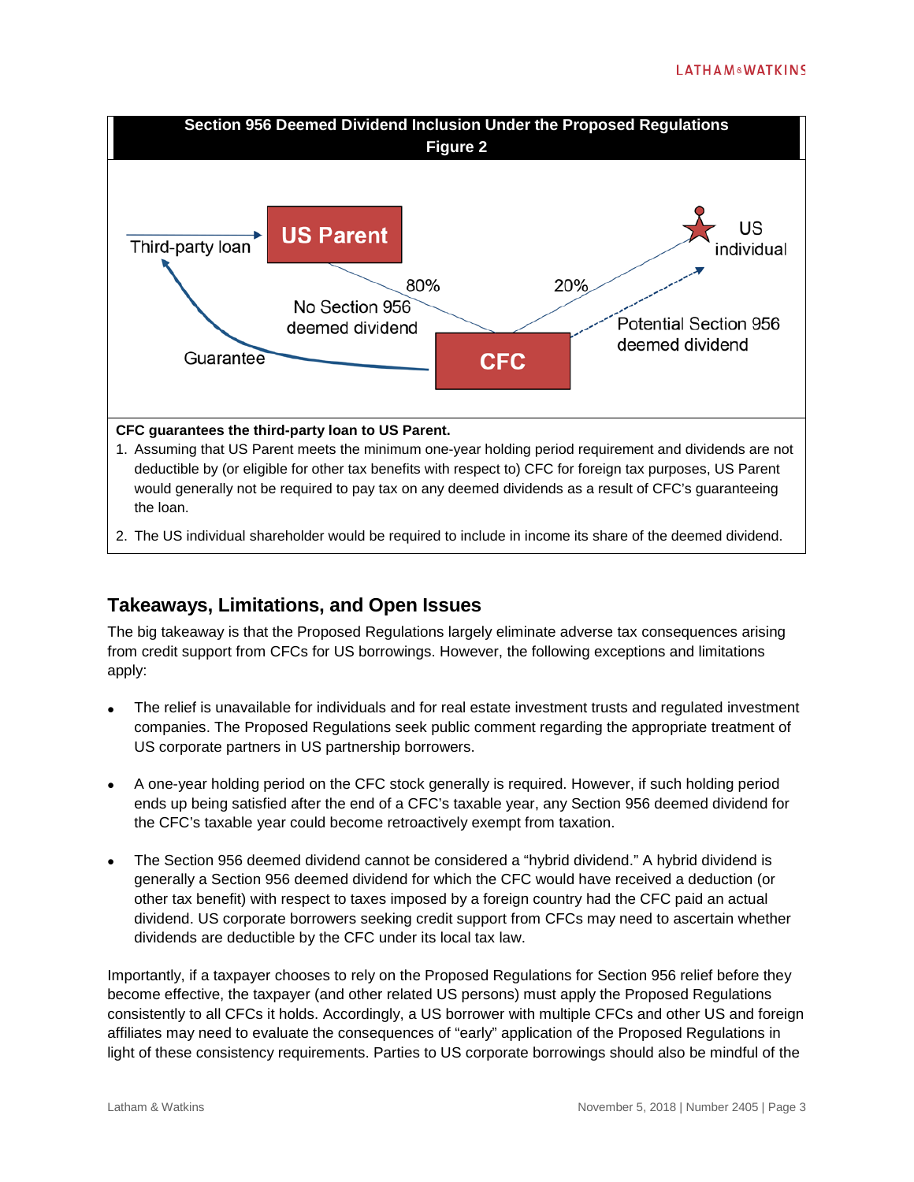**Section 956 Deemed Dividend Inclusion Under the Proposed Regulations**
**Figure 2**

Third-party loan

US Parent

US individual

80%

20%

No Section 956 deemed dividend

Potential Section 956 deemed dividend

Guarantee

CFC

**CFC guarantees the third-party loan to US Parent.**

1. Assuming that US Parent meets the minimum one-year holding period requirement and dividends are not deductible by (or eligible for other tax benefits with respect to) CFC for foreign tax purposes, US Parent would generally not be required to pay tax on any deemed dividends as a result of CFC's guaranteeing the loan.
2. The US individual shareholder would be required to include in income its share of the deemed dividend.

## Takeaways, Limitations, and Open Issues

The big takeaway is that the Proposed Regulations largely eliminate adverse tax consequences arising from credit support from CFCs for US borrowings. However, the following exceptions and limitations apply:

- The relief is unavailable for individuals and for real estate investment trusts and regulated investment companies. The Proposed Regulations seek public comment regarding the appropriate treatment of US corporate partners in US partnership borrowers.
- A one-year holding period on the CFC stock generally is required. However, if such holding period ends up being satisfied after the end of a CFC's taxable year, any Section 956 deemed dividend for the CFC's taxable year could become retroactively exempt from taxation.
- The Section 956 deemed dividend cannot be considered a "hybrid dividend." A hybrid dividend is generally a Section 956 deemed dividend for which the CFC would have received a deduction (or other tax benefit) with respect to taxes imposed by a foreign country had the CFC paid an actual dividend. US corporate borrowers seeking credit support from CFCs may need to ascertain whether dividends are deductible by the CFC under its local tax law.

Importantly, if a taxpayer chooses to rely on the Proposed Regulations for Section 956 relief before they become effective, the taxpayer (and other related US persons) must apply the Proposed Regulations consistently to all CFCs it holds. Accordingly, a US borrower with multiple CFCs and other US and foreign affiliates may need to evaluate the consequences of "early" application of the Proposed Regulations in light of these consistency requirements. Parties to US corporate borrowings should also be mindful of the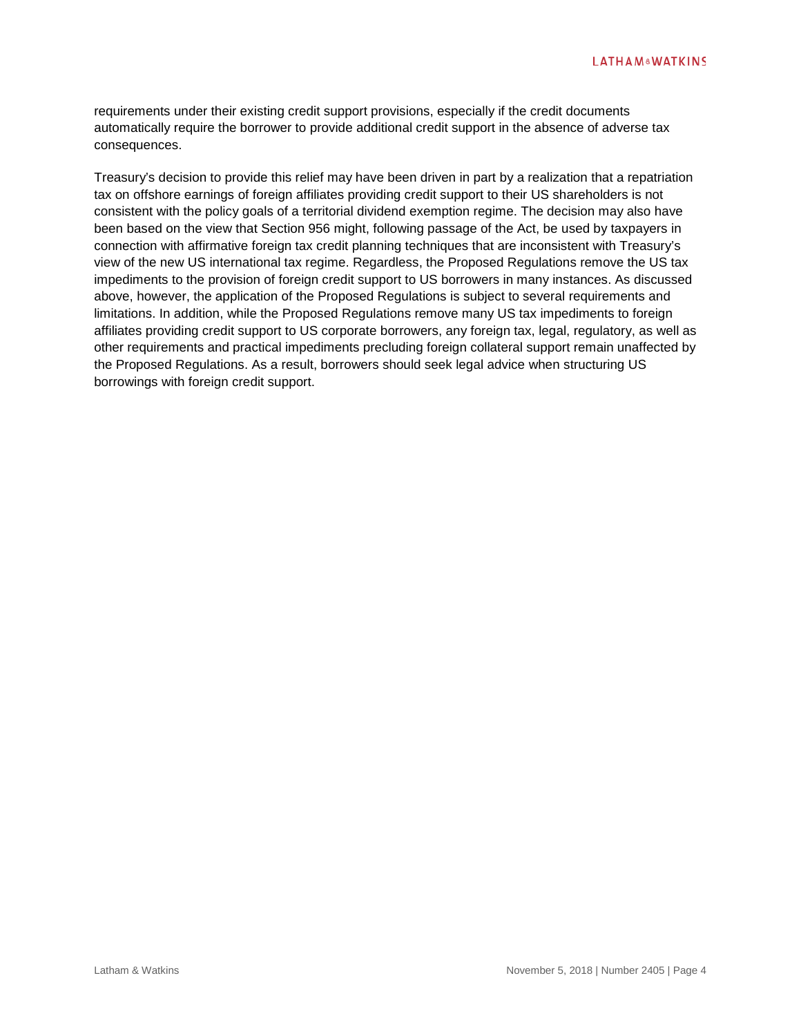requirements under their existing credit support provisions, especially if the credit documents automatically require the borrower to provide additional credit support in the absence of adverse tax consequences.

Treasury's decision to provide this relief may have been driven in part by a realization that a repatriation tax on offshore earnings of foreign affiliates providing credit support to their US shareholders is not consistent with the policy goals of a territorial dividend exemption regime. The decision may also have been based on the view that Section 956 might, following passage of the Act, be used by taxpayers in connection with affirmative foreign tax credit planning techniques that are inconsistent with Treasury's view of the new US international tax regime. Regardless, the Proposed Regulations remove the US tax impediments to the provision of foreign credit support to US borrowers in many instances. As discussed above, however, the application of the Proposed Regulations is subject to several requirements and limitations. In addition, while the Proposed Regulations remove many US tax impediments to foreign affiliates providing credit support to US corporate borrowers, any foreign tax, legal, regulatory, as well as other requirements and practical impediments precluding foreign collateral support remain unaffected by the Proposed Regulations. As a result, borrowers should seek legal advice when structuring US borrowings with foreign credit support.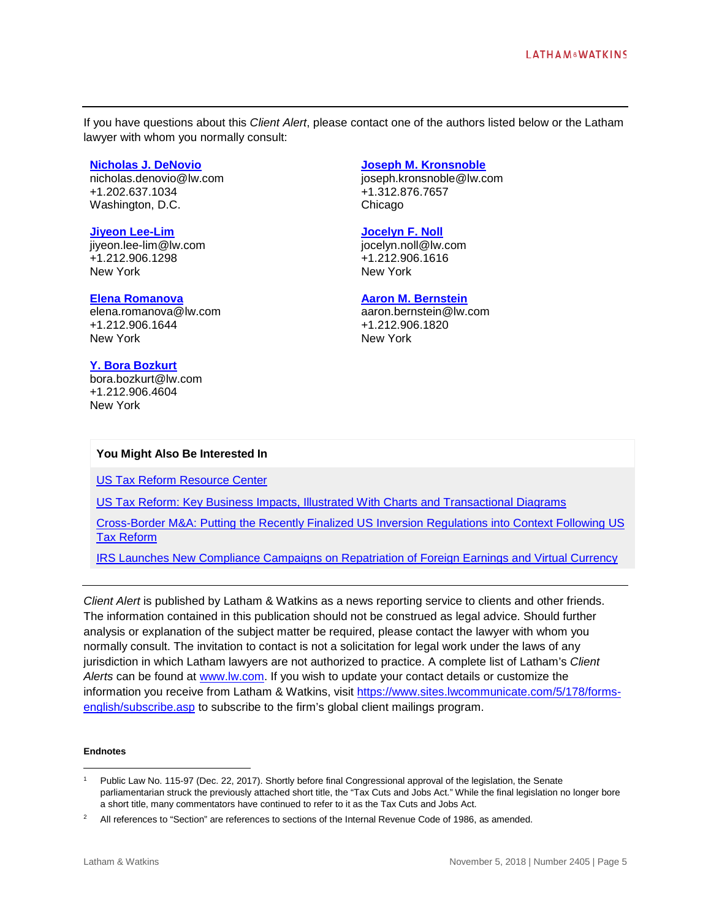If you have questions about this *Client Alert*, please contact one of the authors listed below or the Latham lawyer with whom you normally consult:

**[Nicholas J. DeNovio](#)**
nicholas.denovio@lw.com
+1.202.637.1034
Washington, D.C.

**[Jiyeon Lee-Lim](#)**
jiyeon.lee-lim@lw.com
+1.212.906.1298
New York

**[Elena Romanova](#)**
elena.romanova@lw.com
+1.212.906.1644
New York

**[Y. Bora Bozkurt](#)**
bora.bozkurt@lw.com
+1.212.906.4604
New York

**[Joseph M. Kronsnoble](#)**
joseph.kronsnoble@lw.com
+1.312.876.7657
Chicago

**[Jocelyn F. Noll](#)**
jocelyn.noll@lw.com
+1.212.906.1616
New York

**[Aaron M. Bernstein](#)**
aaron.bernstein@lw.com
+1.212.906.1820
New York

**You Might Also Be Interested In**

[US Tax Reform Resource Center](#)

[US Tax Reform: Key Business Impacts, Illustrated With Charts and Transactional Diagrams](#)

[Cross-Border M&A: Putting the Recently Finalized US Inversion Regulations into Context Following US Tax Reform](#)

[IRS Launches New Compliance Campaigns on Repatriation of Foreign Earnings and Virtual Currency](#)

---

*Client Alert* is published by Latham & Watkins as a news reporting service to clients and other friends. The information contained in this publication should not be construed as legal advice. Should further analysis or explanation of the subject matter be required, please contact the lawyer with whom you normally consult. The invitation to contact is not a solicitation for legal work under the laws of any jurisdiction in which Latham lawyers are not authorized to practice. A complete list of Latham's *Client Alerts* can be found at [www.lw.com](http://www.lw.com). If you wish to update your contact details or customize the information you receive from Latham & Watkins, visit [https://www.sites.lwcommunicate.com/5/178/forms-english/subscribe.asp](https://www.sites.lwcommunicate.com/5/178/forms-english/subscribe.asp) to subscribe to the firm's global client mailings program.

**Endnotes**

[1] Public Law No. 115-97 (Dec. 22, 2017). Shortly before final Congressional approval of the legislation, the Senate parliamentarian struck the previously attached short title, the "Tax Cuts and Jobs Act." While the final legislation no longer bore a short title, many commentators have continued to refer to it as the Tax Cuts and Jobs Act.

[2] All references to "Section" are references to sections of the Internal Revenue Code of 1986, as amended.